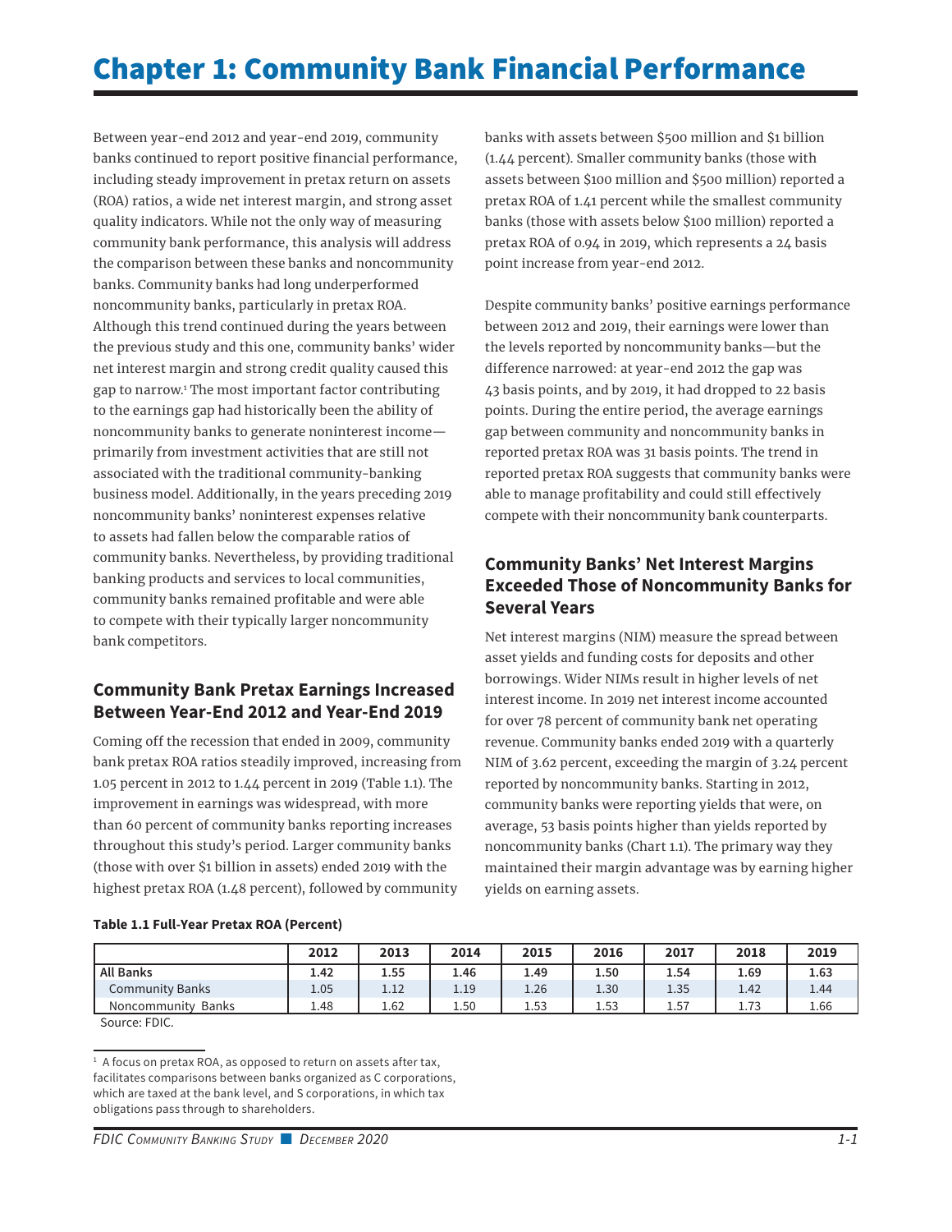# Chapter 1: Community Bank Financial Performance

Between year-end 2012 and year-end 2019, community banks continued to report positive financial performance, including steady improvement in pretax return on assets (ROA) ratios, a wide net interest margin, and strong asset quality indicators. While not the only way of measuring community bank performance, this analysis will address the comparison between these banks and noncommunity banks. Community banks had long underperformed noncommunity banks, particularly in pretax ROA. Although this trend continued during the years between the previous study and this one, community banks' wider net interest margin and strong credit quality caused this gap to narrow.[1] The most important factor contributing to the earnings gap had historically been the ability of noncommunity banks to generate noninterest income—primarily from investment activities that are still not associated with the traditional community-banking business model. Additionally, in the years preceding 2019 noncommunity banks' noninterest expenses relative to assets had fallen below the comparable ratios of community banks. Nevertheless, by providing traditional banking products and services to local communities, community banks remained profitable and were able to compete with their typically larger noncommunity bank competitors.

## Community Bank Pretax Earnings Increased Between Year-End 2012 and Year-End 2019

Coming off the recession that ended in 2009, community bank pretax ROA ratios steadily improved, increasing from 1.05 percent in 2012 to 1.44 percent in 2019 (Table 1.1). The improvement in earnings was widespread, with more than 60 percent of community banks reporting increases throughout this study's period. Larger community banks (those with over $1 billion in assets) ended 2019 with the highest pretax ROA (1.48 percent), followed by community banks with assets between $500 million and $1 billion (1.44 percent). Smaller community banks (those with assets between $100 million and $500 million) reported a pretax ROA of 1.41 percent while the smallest community banks (those with assets below $100 million) reported a pretax ROA of 0.94 in 2019, which represents a 24 basis point increase from year-end 2012.

Despite community banks' positive earnings performance between 2012 and 2019, their earnings were lower than the levels reported by noncommunity banks—but the difference narrowed: at year-end 2012 the gap was 43 basis points, and by 2019, it had dropped to 22 basis points. During the entire period, the average earnings gap between community and noncommunity banks in reported pretax ROA was 31 basis points. The trend in reported pretax ROA suggests that community banks were able to manage profitability and could still effectively compete with their noncommunity bank counterparts.

## Community Banks' Net Interest Margins Exceeded Those of Noncommunity Banks for Several Years

Net interest margins (NIM) measure the spread between asset yields and funding costs for deposits and other borrowings. Wider NIMs result in higher levels of net interest income. In 2019 net interest income accounted for over 78 percent of community bank net operating revenue. Community banks ended 2019 with a quarterly NIM of 3.62 percent, exceeding the margin of 3.24 percent reported by noncommunity banks. Starting in 2012, community banks were reporting yields that were, on average, 53 basis points higher than yields reported by noncommunity banks (Chart 1.1). The primary way they maintained their margin advantage was by earning higher yields on earning assets.

**Table 1.1 Full-Year Pretax ROA (Percent)**

| | 2012 | 2013 | 2014 | 2015 | 2016 | 2017 | 2018 | 2019 |
|---|---|---|---|---|---|---|---|---|
| **All Banks** | **1.42** | **1.55** | **1.46** | **1.49** | **1.50** | **1.54** | **1.69** | **1.63** |
| Community Banks | 1.05 | 1.12 | 1.19 | 1.26 | 1.30 | 1.35 | 1.42 | 1.44 |
| Noncommunity Banks | 1.48 | 1.62 | 1.50 | 1.53 | 1.53 | 1.57 | 1.73 | 1.66 |

Source: FDIC.

[1] A focus on pretax ROA, as opposed to return on assets after tax, facilitates comparisons between banks organized as C corporations, which are taxed at the bank level, and S corporations, in which tax obligations pass through to shareholders.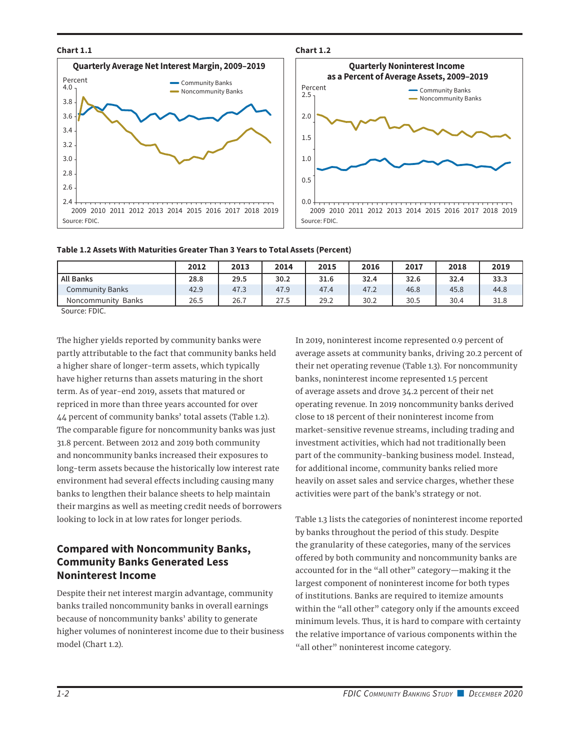**Chart 1.1**

**Quarterly Average Net Interest Margin, 2009–2019**

Source: FDIC.

**Chart 1.2**

**Quarterly Noninterest Income as a Percent of Average Assets, 2009–2019**

Source: FDIC.

**Table 1.2 Assets With Maturities Greater Than 3 Years to Total Assets (Percent)**

| | 2012 | 2013 | 2014 | 2015 | 2016 | 2017 | 2018 | 2019 |
|---|---|---|---|---|---|---|---|---|
| **All Banks** | **28.8** | **29.5** | **30.2** | **31.6** | **32.4** | **32.6** | **32.4** | **33.3** |
| Community Banks | 42.9 | 47.3 | 47.9 | 47.4 | 47.2 | 46.8 | 45.8 | 44.8 |
| Noncommunity Banks | 26.5 | 26.7 | 27.5 | 29.2 | 30.2 | 30.5 | 30.4 | 31.8 |

Source: FDIC.

The higher yields reported by community banks were partly attributable to the fact that community banks held a higher share of longer-term assets, which typically have higher returns than assets maturing in the short term. As of year-end 2019, assets that matured or repriced in more than three years accounted for over 44 percent of community banks' total assets (Table 1.2). The comparable figure for noncommunity banks was just 31.8 percent. Between 2012 and 2019 both community and noncommunity banks increased their exposures to long-term assets because the historically low interest rate environment had several effects including causing many banks to lengthen their balance sheets to help maintain their margins as well as meeting credit needs of borrowers looking to lock in at low rates for longer periods.

## Compared with Noncommunity Banks, Community Banks Generated Less Noninterest Income

Despite their net interest margin advantage, community banks trailed noncommunity banks in overall earnings because of noncommunity banks' ability to generate higher volumes of noninterest income due to their business model (Chart 1.2).

In 2019, noninterest income represented 0.9 percent of average assets at community banks, driving 20.2 percent of their net operating revenue (Table 1.3). For noncommunity banks, noninterest income represented 1.5 percent of average assets and drove 34.2 percent of their net operating revenue. In 2019 noncommunity banks derived close to 18 percent of their noninterest income from market-sensitive revenue streams, including trading and investment activities, which had not traditionally been part of the community-banking business model. Instead, for additional income, community banks relied more heavily on asset sales and service charges, whether these activities were part of the bank's strategy or not.

Table 1.3 lists the categories of noninterest income reported by banks throughout the period of this study. Despite the granularity of these categories, many of the services offered by both community and noncommunity banks are accounted for in the "all other" category—making it the largest component of noninterest income for both types of institutions. Banks are required to itemize amounts within the "all other" category only if the amounts exceed minimum levels. Thus, it is hard to compare with certainty the relative importance of various components within the "all other" noninterest income category.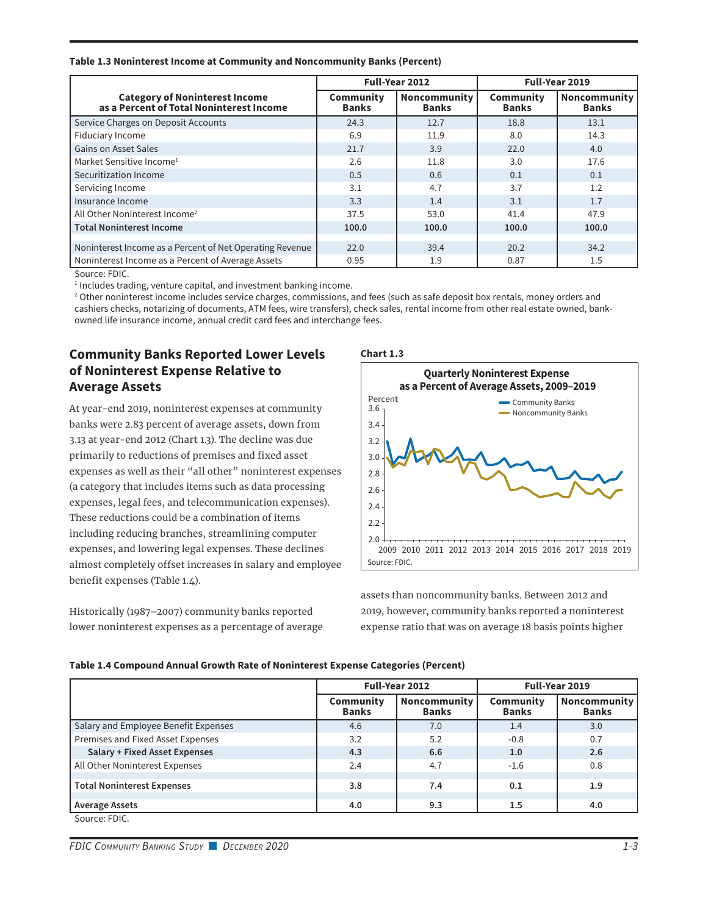**Table 1.3 Noninterest Income at Community and Noncommunity Banks (Percent)**

| Category of Noninterest Income as a Percent of Total Noninterest Income | Full-Year 2012 | | Full-Year 2019 | |
|---|---|---|---|---|
| | Community Banks | Noncommunity Banks | Community Banks | Noncommunity Banks |
| Service Charges on Deposit Accounts | 24.3 | 12.7 | 18.8 | 13.1 |
| Fiduciary Income | 6.9 | 11.9 | 8.0 | 14.3 |
| Gains on Asset Sales | 21.7 | 3.9 | 22.0 | 4.0 |
| Market Sensitive Income[1] | 2.6 | 11.8 | 3.0 | 17.6 |
| Securitization Income | 0.5 | 0.6 | 0.1 | 0.1 |
| Servicing Income | 3.1 | 4.7 | 3.7 | 1.2 |
| Insurance Income | 3.3 | 1.4 | 3.1 | 1.7 |
| All Other Noninterest Income[2] | 37.5 | 53.0 | 41.4 | 47.9 |
| **Total Noninterest Income** | **100.0** | **100.0** | **100.0** | **100.0** |
| Noninterest Income as a Percent of Net Operating Revenue | 22.0 | 39.4 | 20.2 | 34.2 |
| Noninterest Income as a Percent of Average Assets | 0.95 | 1.9 | 0.87 | 1.5 |

Source: FDIC.

[1] Includes trading, venture capital, and investment banking income.

[2] Other noninterest income includes service charges, commissions, and fees (such as safe deposit box rentals, money orders and cashiers checks, notarizing of documents, ATM fees, wire transfers), check sales, rental income from other real estate owned, bank-owned life insurance income, annual credit card fees and interchange fees.

## Community Banks Reported Lower Levels of Noninterest Expense Relative to Average Assets

At year-end 2019, noninterest expenses at community banks were 2.83 percent of average assets, down from 3.13 at year-end 2012 (Chart 1.3). The decline was due primarily to reductions of premises and fixed asset expenses as well as their "all other" noninterest expenses (a category that includes items such as data processing expenses, legal fees, and telecommunication expenses). These reductions could be a combination of items including reducing branches, streamlining computer expenses, and lowering legal expenses. These declines almost completely offset increases in salary and employee benefit expenses (Table 1.4).

**Chart 1.3**

Quarterly Noninterest Expense as a Percent of Average Assets, 2009–2019

Source: FDIC.

Historically (1987–2007) community banks reported lower noninterest expenses as a percentage of average assets than noncommunity banks. Between 2012 and 2019, however, community banks reported a noninterest expense ratio that was on average 18 basis points higher

**Table 1.4 Compound Annual Growth Rate of Noninterest Expense Categories (Percent)**

| | Full-Year 2012 | | Full-Year 2019 | |
|---|---|---|---|---|
| | Community Banks | Noncommunity Banks | Community Banks | Noncommunity Banks |
| Salary and Employee Benefit Expenses | 4.6 | 7.0 | 1.4 | 3.0 |
| Premises and Fixed Asset Expenses | 3.2 | 5.2 | -0.8 | 0.7 |
| **Salary + Fixed Asset Expenses** | **4.3** | **6.6** | **1.0** | **2.6** |
| All Other Noninterest Expenses | 2.4 | 4.7 | -1.6 | 0.8 |
| **Total Noninterest Expenses** | **3.8** | **7.4** | **0.1** | **1.9** |
| **Average Assets** | **4.0** | **9.3** | **1.5** | **4.0** |

Source: FDIC.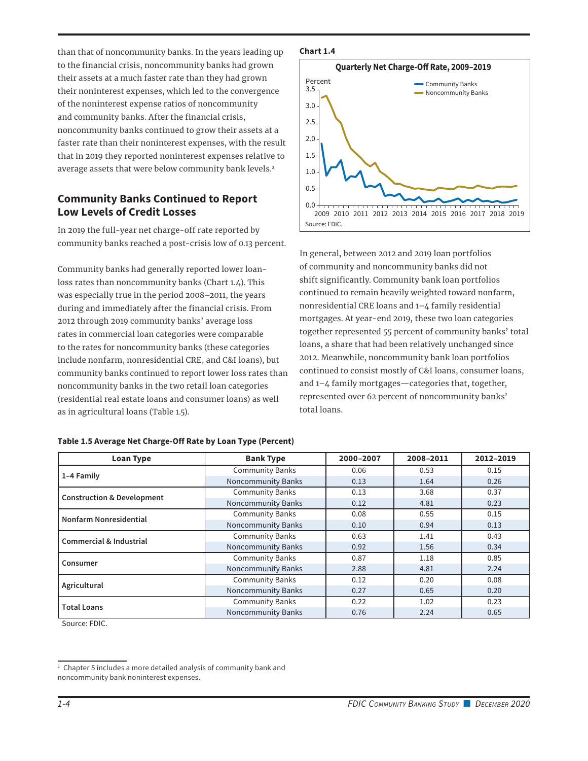than that of noncommunity banks. In the years leading up to the financial crisis, noncommunity banks had grown their assets at a much faster rate than they had grown their noninterest expenses, which led to the convergence of the noninterest expense ratios of noncommunity and community banks. After the financial crisis, noncommunity banks continued to grow their assets at a faster rate than their noninterest expenses, with the result that in 2019 they reported noninterest expenses relative to average assets that were below community bank levels.[2]

## Community Banks Continued to Report Low Levels of Credit Losses

In 2019 the full-year net charge-off rate reported by community banks reached a post-crisis low of 0.13 percent.

Community banks had generally reported lower loan-loss rates than noncommunity banks (Chart 1.4). This was especially true in the period 2008–2011, the years during and immediately after the financial crisis. From 2012 through 2019 community banks' average loss rates in commercial loan categories were comparable to the rates for noncommunity banks (these categories include nonfarm, nonresidential CRE, and C&I loans), but community banks continued to report lower loss rates than noncommunity banks in the two retail loan categories (residential real estate loans and consumer loans) as well as in agricultural loans (Table 1.5).

**Chart 1.4**

**Quarterly Net Charge-Off Rate, 2009–2019**

Source: FDIC.

In general, between 2012 and 2019 loan portfolios of community and noncommunity banks did not shift significantly. Community bank loan portfolios continued to remain heavily weighted toward nonfarm, nonresidential CRE loans and 1–4 family residential mortgages. At year-end 2019, these two loan categories together represented 55 percent of community banks' total loans, a share that had been relatively unchanged since 2012. Meanwhile, noncommunity bank loan portfolios continued to consist mostly of C&I loans, consumer loans, and 1–4 family mortgages—categories that, together, represented over 62 percent of noncommunity banks' total loans.

**Table 1.5 Average Net Charge-Off Rate by Loan Type (Percent)**

| Loan Type | Bank Type | 2000–2007 | 2008–2011 | 2012–2019 |
|---|---|---|---|---|
| 1–4 Family | Community Banks | 0.06 | 0.53 | 0.15 |
| | Noncommunity Banks | 0.13 | 1.64 | 0.26 |
| Construction & Development | Community Banks | 0.13 | 3.68 | 0.37 |
| | Noncommunity Banks | 0.12 | 4.81 | 0.23 |
| Nonfarm Nonresidential | Community Banks | 0.08 | 0.55 | 0.15 |
| | Noncommunity Banks | 0.10 | 0.94 | 0.13 |
| Commercial & Industrial | Community Banks | 0.63 | 1.41 | 0.43 |
| | Noncommunity Banks | 0.92 | 1.56 | 0.34 |
| Consumer | Community Banks | 0.87 | 1.18 | 0.85 |
| | Noncommunity Banks | 2.88 | 4.81 | 2.24 |
| Agricultural | Community Banks | 0.12 | 0.20 | 0.08 |
| | Noncommunity Banks | 0.27 | 0.65 | 0.20 |
| Total Loans | Community Banks | 0.22 | 1.02 | 0.23 |
| | Noncommunity Banks | 0.76 | 2.24 | 0.65 |

Source: FDIC.

[2] Chapter 5 includes a more detailed analysis of community bank and noncommunity bank noninterest expenses.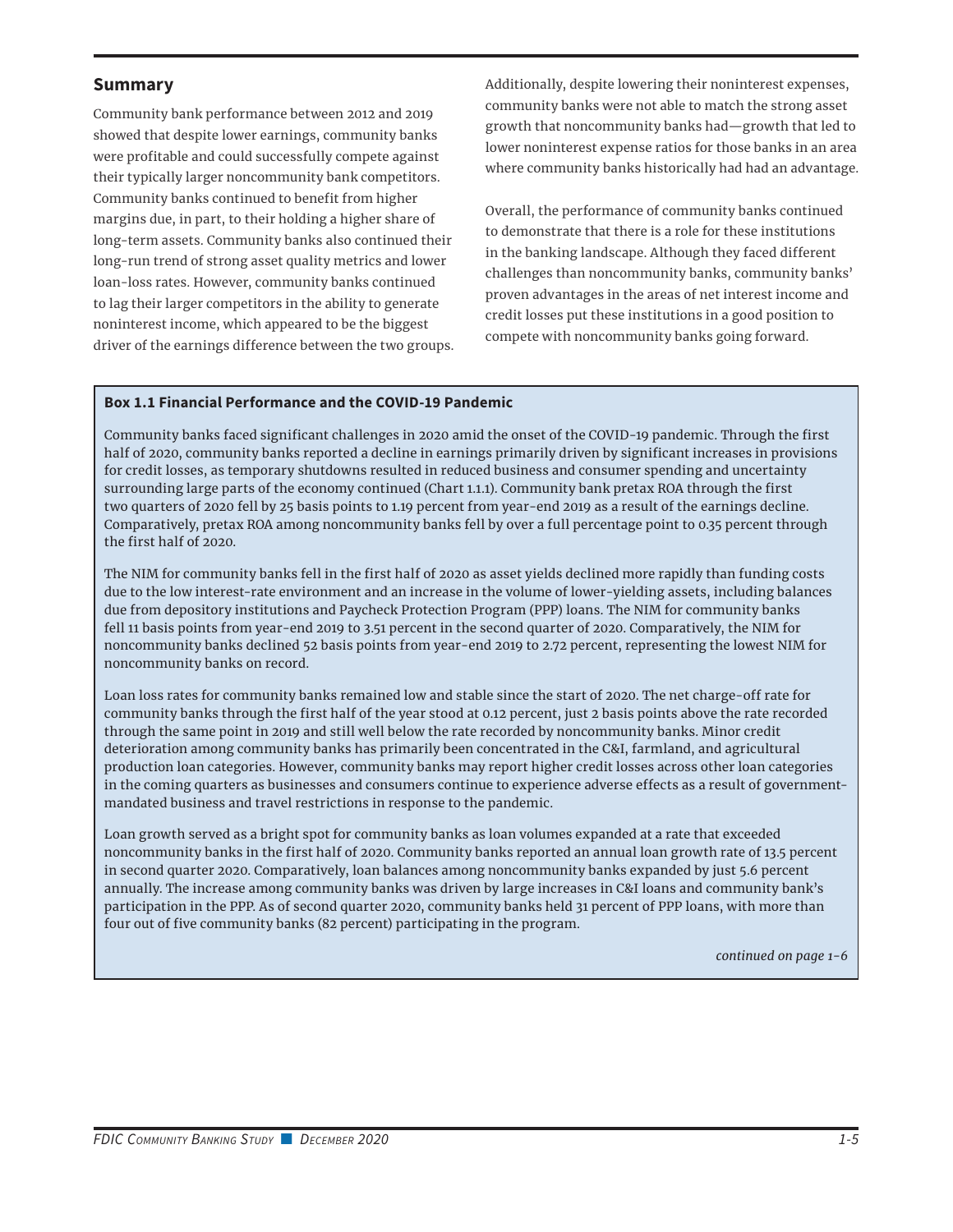## Summary

Community bank performance between 2012 and 2019 showed that despite lower earnings, community banks were profitable and could successfully compete against their typically larger noncommunity bank competitors. Community banks continued to benefit from higher margins due, in part, to their holding a higher share of long-term assets. Community banks also continued their long-run trend of strong asset quality metrics and lower loan-loss rates. However, community banks continued to lag their larger competitors in the ability to generate noninterest income, which appeared to be the biggest driver of the earnings difference between the two groups. Additionally, despite lowering their noninterest expenses, community banks were not able to match the strong asset growth that noncommunity banks had—growth that led to lower noninterest expense ratios for those banks in an area where community banks historically had had an advantage.

Overall, the performance of community banks continued to demonstrate that there is a role for these institutions in the banking landscape. Although they faced different challenges than noncommunity banks, community banks' proven advantages in the areas of net interest income and credit losses put these institutions in a good position to compete with noncommunity banks going forward.

**Box 1.1 Financial Performance and the COVID-19 Pandemic**

Community banks faced significant challenges in 2020 amid the onset of the COVID-19 pandemic. Through the first half of 2020, community banks reported a decline in earnings primarily driven by significant increases in provisions for credit losses, as temporary shutdowns resulted in reduced business and consumer spending and uncertainty surrounding large parts of the economy continued (Chart 1.1.1). Community bank pretax ROA through the first two quarters of 2020 fell by 25 basis points to 1.19 percent from year-end 2019 as a result of the earnings decline. Comparatively, pretax ROA among noncommunity banks fell by over a full percentage point to 0.35 percent through the first half of 2020.

The NIM for community banks fell in the first half of 2020 as asset yields declined more rapidly than funding costs due to the low interest-rate environment and an increase in the volume of lower-yielding assets, including balances due from depository institutions and Paycheck Protection Program (PPP) loans. The NIM for community banks fell 11 basis points from year-end 2019 to 3.51 percent in the second quarter of 2020. Comparatively, the NIM for noncommunity banks declined 52 basis points from year-end 2019 to 2.72 percent, representing the lowest NIM for noncommunity banks on record.

Loan loss rates for community banks remained low and stable since the start of 2020. The net charge-off rate for community banks through the first half of the year stood at 0.12 percent, just 2 basis points above the rate recorded through the same point in 2019 and still well below the rate recorded by noncommunity banks. Minor credit deterioration among community banks has primarily been concentrated in the C&I, farmland, and agricultural production loan categories. However, community banks may report higher credit losses across other loan categories in the coming quarters as businesses and consumers continue to experience adverse effects as a result of government-mandated business and travel restrictions in response to the pandemic.

Loan growth served as a bright spot for community banks as loan volumes expanded at a rate that exceeded noncommunity banks in the first half of 2020. Community banks reported an annual loan growth rate of 13.5 percent in second quarter 2020. Comparatively, loan balances among noncommunity banks expanded by just 5.6 percent annually. The increase among community banks was driven by large increases in C&I loans and community bank's participation in the PPP. As of second quarter 2020, community banks held 31 percent of PPP loans, with more than four out of five community banks (82 percent) participating in the program.

*continued on page 1-6*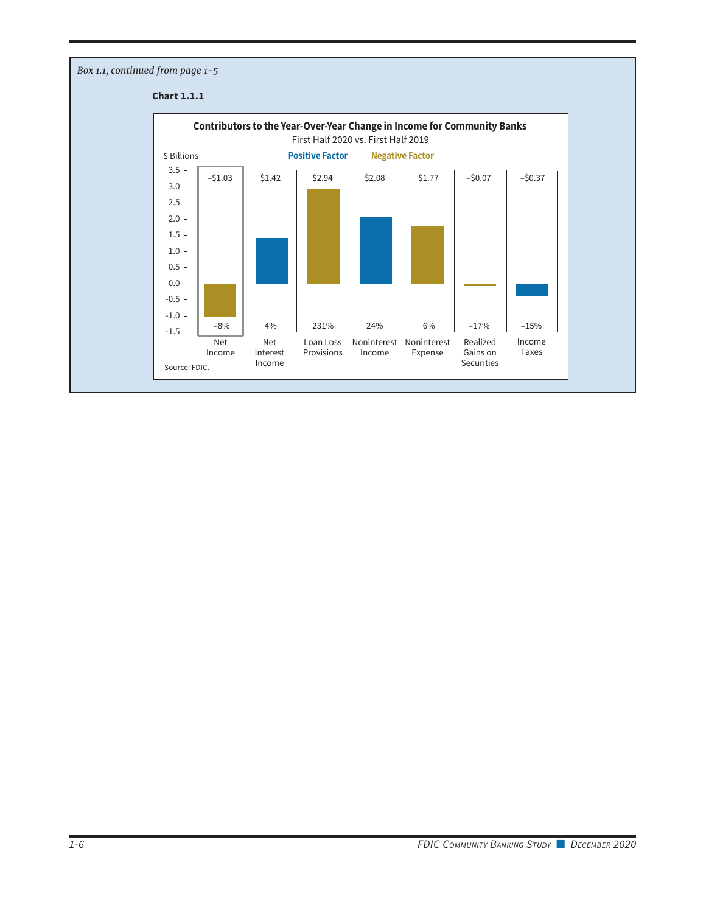*Box 1.1, continued from page 1-5*

**Chart 1.1.1**

**Contributors to the Year-Over-Year Change in Income for Community Banks**

First Half 2020 vs. First Half 2019

$ Billions

**Positive Factor** **Negative Factor**

3.5
3.0
2.5
2.0
1.5
1.0
0.5
0.0
-0.5
-1.0
-1.5

Net Income: −$1.03, −8%
Net Interest Income: $1.42, 4%
Loan Loss Provisions: $2.94, 231%
Noninterest Income: $2.08, 24%
Noninterest Expense: $1.77, 6%
Realized Gains on Securities: −$0.07, −17%
Income Taxes: −$0.37, −15%

Source: FDIC.